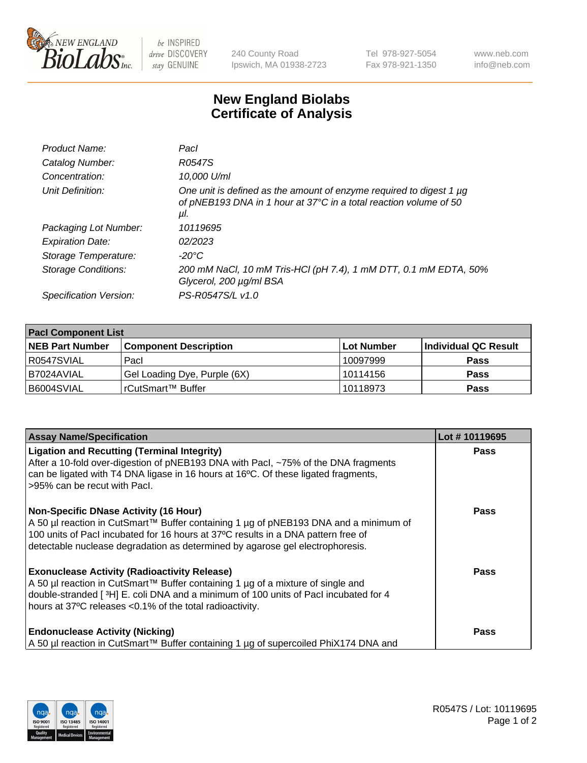# New England Biolabs Certificate of Analysis

| | |
|---|---|
| *Product Name:* | *PacI* |
| *Catalog Number:* | *R0547S* |
| *Concentration:* | *10,000 U/ml* |
| *Unit Definition:* | *One unit is defined as the amount of enzyme required to digest 1 µg of pNEB193 DNA in 1 hour at 37°C in a total reaction volume of 50 µl.* |
| *Packaging Lot Number:* | *10119695* |
| *Expiration Date:* | *02/2023* |
| *Storage Temperature:* | *-20°C* |
| *Storage Conditions:* | *200 mM NaCl, 10 mM Tris-HCl (pH 7.4), 1 mM DTT, 0.1 mM EDTA, 50% Glycerol, 200 µg/ml BSA* |
| *Specification Version:* | *PS-R0547S/L v1.0* |

| PacI Component List | | | |
|---|---|---|---|
| **NEB Part Number** | **Component Description** | **Lot Number** | **Individual QC Result** |
| R0547SVIAL | PacI | 10097999 | **Pass** |
| B7024AVIAL | Gel Loading Dye, Purple (6X) | 10114156 | **Pass** |
| B6004SVIAL | rCutSmart™ Buffer | 10118973 | **Pass** |

| Assay Name/Specification | Lot # 10119695 |
|---|---|
| **Ligation and Recutting (Terminal Integrity)** After a 10-fold over-digestion of pNEB193 DNA with PacI, ~75% of the DNA fragments can be ligated with T4 DNA ligase in 16 hours at 16ºC. Of these ligated fragments, >95% can be recut with PacI. | **Pass** |
| **Non-Specific DNase Activity (16 Hour)** A 50 µl reaction in CutSmart™ Buffer containing 1 µg of pNEB193 DNA and a minimum of 100 units of PacI incubated for 16 hours at 37ºC results in a DNA pattern free of detectable nuclease degradation as determined by agarose gel electrophoresis. | **Pass** |
| **Exonuclease Activity (Radioactivity Release)** A 50 µl reaction in CutSmart™ Buffer containing 1 µg of a mixture of single and double-stranded [ ³H] E. coli DNA and a minimum of 100 units of PacI incubated for 4 hours at 37ºC releases <0.1% of the total radioactivity. | **Pass** |
| **Endonuclease Activity (Nicking)** A 50 µl reaction in CutSmart™ Buffer containing 1 µg of supercoiled PhiX174 DNA and | **Pass** |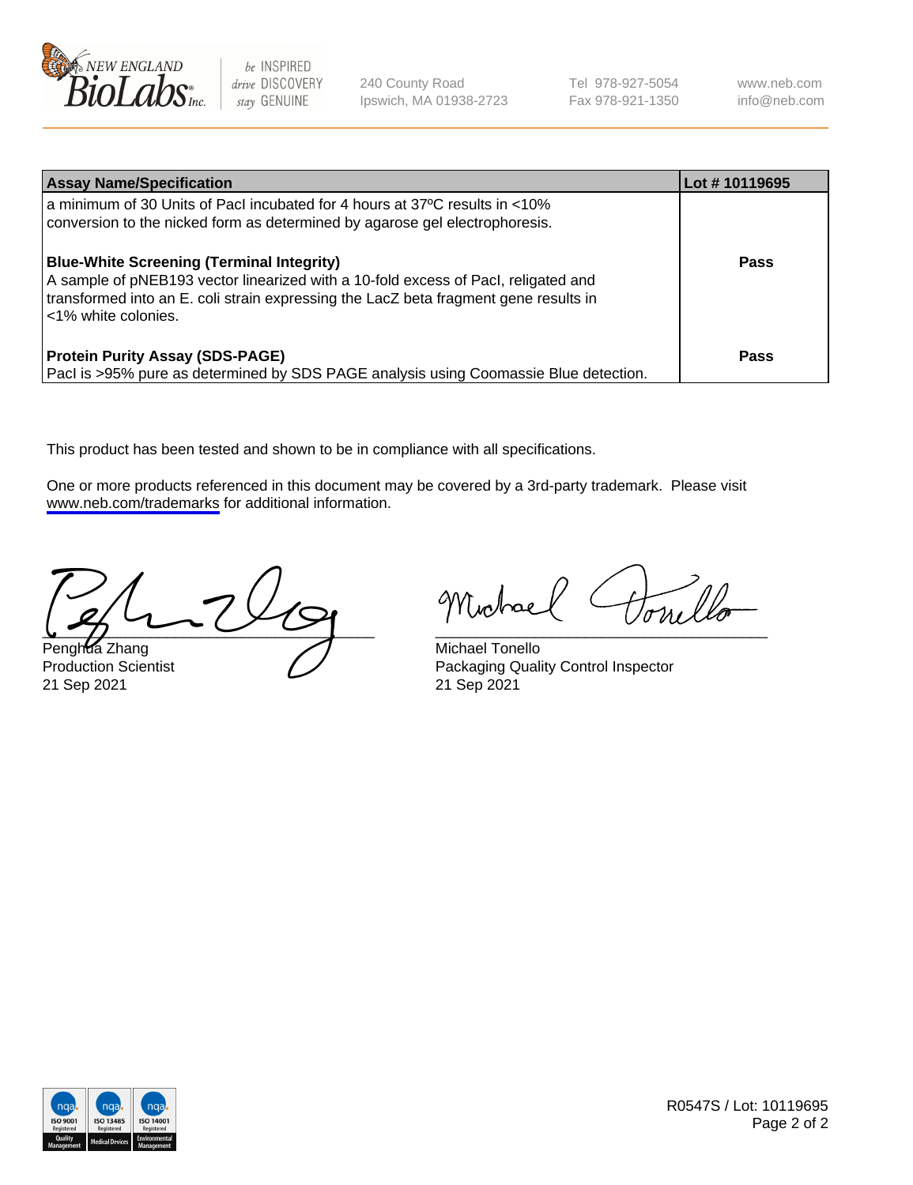| Assay Name/Specification | Lot # 10119695 |
|---|---|
| a minimum of 30 Units of PacI incubated for 4 hours at 37ºC results in <10% conversion to the nicked form as determined by agarose gel electrophoresis. | |
| **Blue-White Screening (Terminal Integrity)**<br>A sample of pNEB193 vector linearized with a 10-fold excess of PacI, religated and transformed into an E. coli strain expressing the LacZ beta fragment gene results in <1% white colonies. | **Pass** |
| **Protein Purity Assay (SDS-PAGE)**<br>PacI is >95% pure as determined by SDS PAGE analysis using Coomassie Blue detection. | **Pass** |

This product has been tested and shown to be in compliance with all specifications.

One or more products referenced in this document may be covered by a 3rd-party trademark. Please visit www.neb.com/trademarks for additional information.

Penghua Zhang
Production Scientist
21 Sep 2021

Michael Tonello
Packaging Quality Control Inspector
21 Sep 2021

R0547S / Lot: 10119695